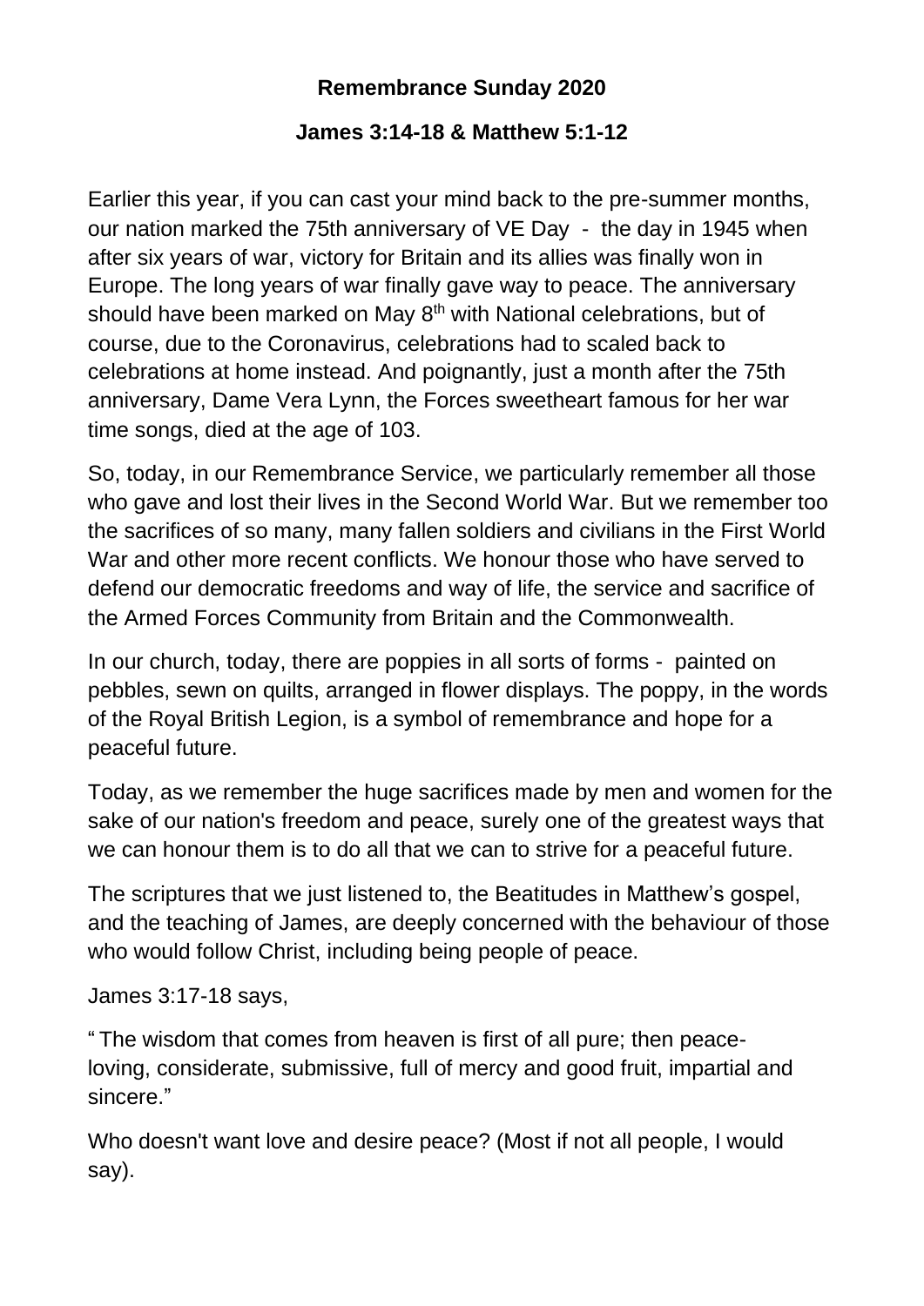# Remembrance Sunday 2020

## James 3:14-18 & Matthew 5:1-12

Earlier this year, if you can cast your mind back to the pre-summer months, our nation marked the 75th anniversary of VE Day - the day in 1945 when after six years of war, victory for Britain and its allies was finally won in Europe. The long years of war finally gave way to peace. The anniversary should have been marked on May 8th with National celebrations, but of course, due to the Coronavirus, celebrations had to scaled back to celebrations at home instead. And poignantly, just a month after the 75th anniversary, Dame Vera Lynn, the Forces sweetheart famous for her war time songs, died at the age of 103.

So, today, in our Remembrance Service, we particularly remember all those who gave and lost their lives in the Second World War. But we remember too the sacrifices of so many, many fallen soldiers and civilians in the First World War and other more recent conflicts. We honour those who have served to defend our democratic freedoms and way of life, the service and sacrifice of the Armed Forces Community from Britain and the Commonwealth.

In our church, today, there are poppies in all sorts of forms - painted on pebbles, sewn on quilts, arranged in flower displays. The poppy, in the words of the Royal British Legion, is a symbol of remembrance and hope for a peaceful future.

Today, as we remember the huge sacrifices made by men and women for the sake of our nation's freedom and peace, surely one of the greatest ways that we can honour them is to do all that we can to strive for a peaceful future.

The scriptures that we just listened to, the Beatitudes in Matthew's gospel, and the teaching of James, are deeply concerned with the behaviour of those who would follow Christ, including being people of peace.

James 3:17-18 says,

" The wisdom that comes from heaven is first of all pure; then peace-loving, considerate, submissive, full of mercy and good fruit, impartial and sincere."

Who doesn't want love and desire peace? (Most if not all people, I would say).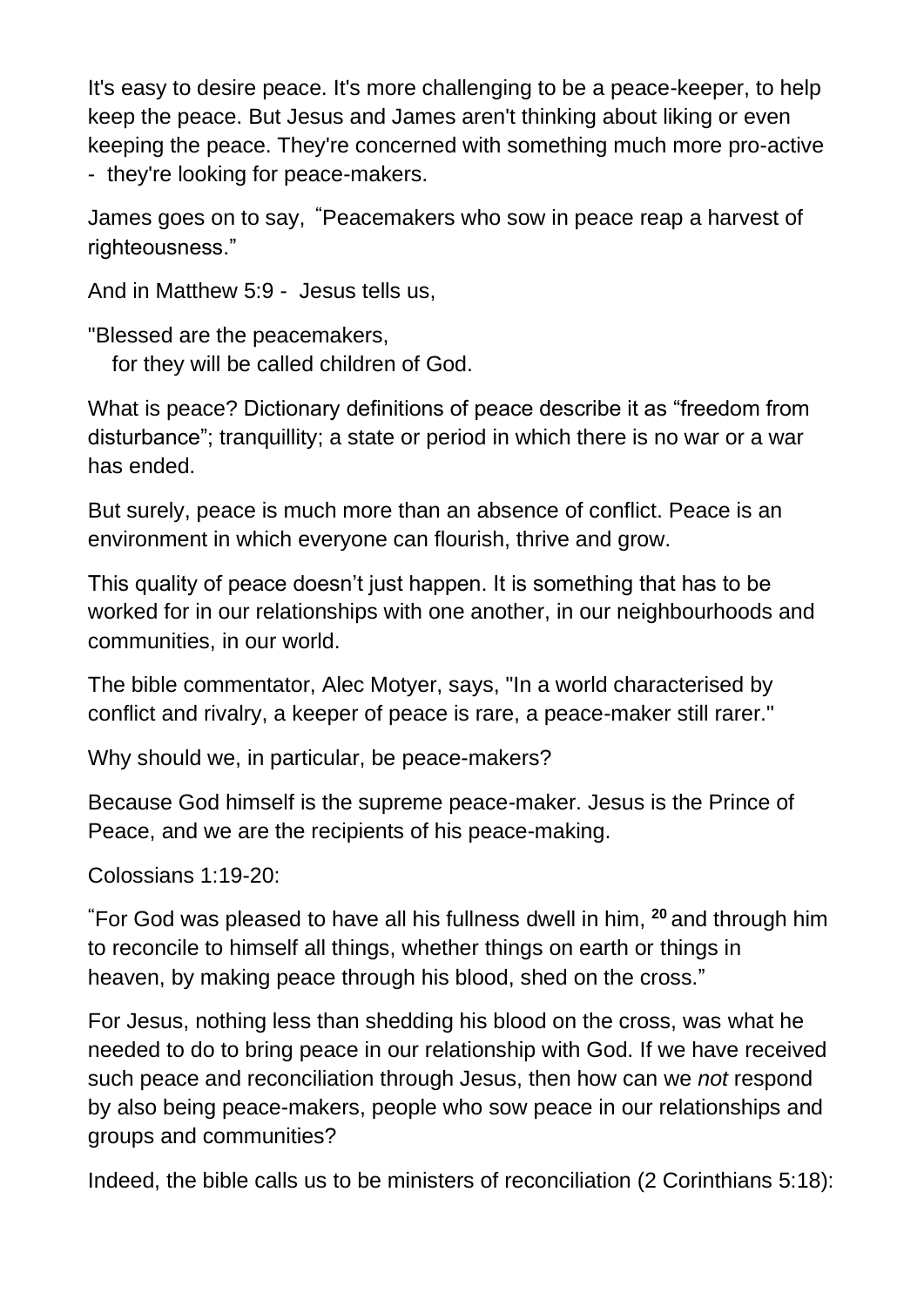It's easy to desire peace. It's more challenging to be a peace-keeper, to help keep the peace. But Jesus and James aren't thinking about liking or even keeping the peace. They're concerned with something much more pro-active - they're looking for peace-makers.

James goes on to say, "Peacemakers who sow in peace reap a harvest of righteousness."

And in Matthew 5:9 - Jesus tells us,

"Blessed are the peacemakers,
for they will be called children of God.

What is peace? Dictionary definitions of peace describe it as "freedom from disturbance"; tranquillity; a state or period in which there is no war or a war has ended.

But surely, peace is much more than an absence of conflict. Peace is an environment in which everyone can flourish, thrive and grow.

This quality of peace doesn't just happen. It is something that has to be worked for in our relationships with one another, in our neighbourhoods and communities, in our world.

The bible commentator, Alec Motyer, says, "In a world characterised by conflict and rivalry, a keeper of peace is rare, a peace-maker still rarer."

Why should we, in particular, be peace-makers?

Because God himself is the supreme peace-maker. Jesus is the Prince of Peace, and we are the recipients of his peace-making.

Colossians 1:19-20:

"For God was pleased to have all his fullness dwell in him, **20** and through him to reconcile to himself all things, whether things on earth or things in heaven, by making peace through his blood, shed on the cross."

For Jesus, nothing less than shedding his blood on the cross, was what he needed to do to bring peace in our relationship with God. If we have received such peace and reconciliation through Jesus, then how can we *not* respond by also being peace-makers, people who sow peace in our relationships and groups and communities?

Indeed, the bible calls us to be ministers of reconciliation (2 Corinthians 5:18):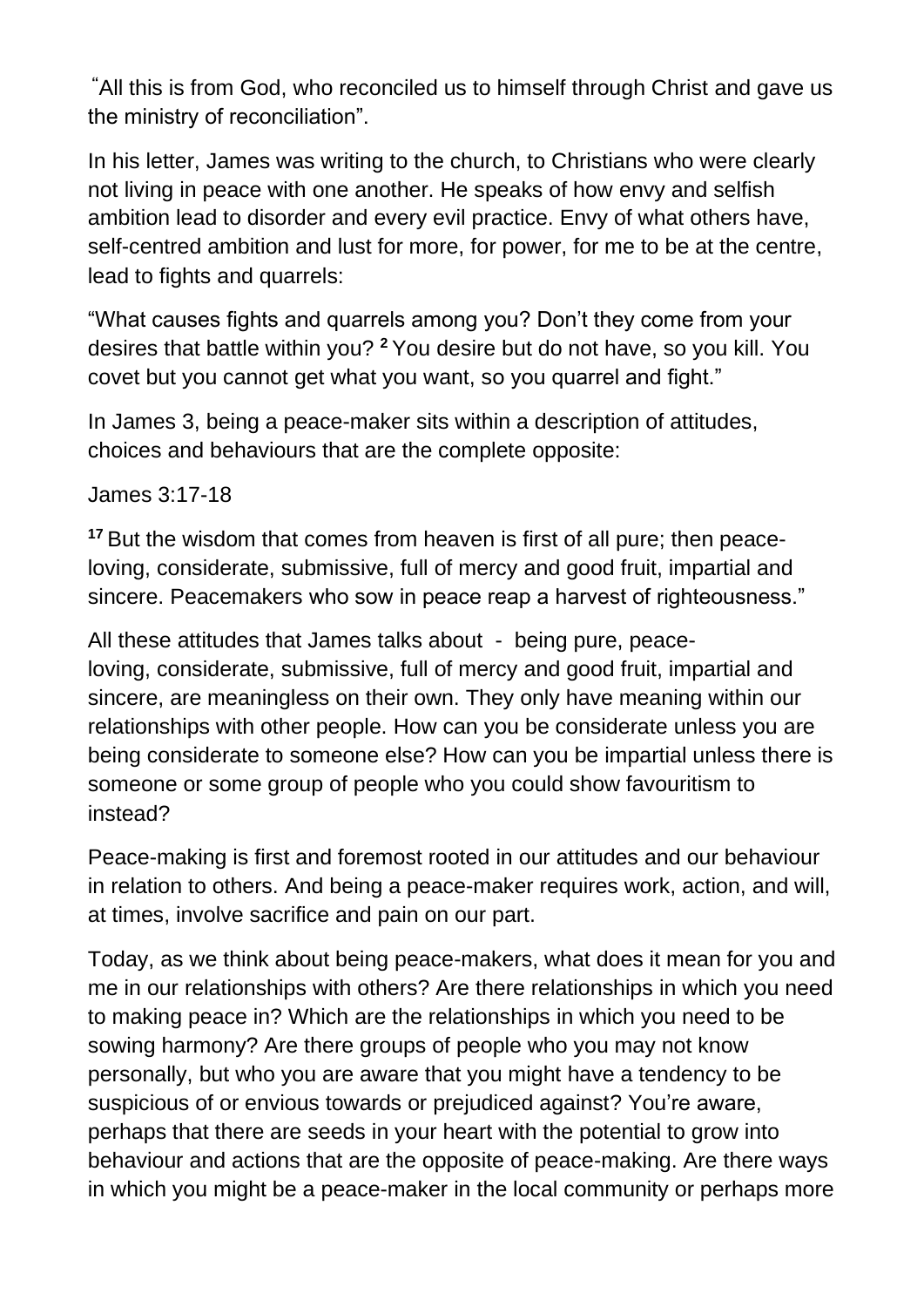"All this is from God, who reconciled us to himself through Christ and gave us the ministry of reconciliation".

In his letter, James was writing to the church, to Christians who were clearly not living in peace with one another. He speaks of how envy and selfish ambition lead to disorder and every evil practice. Envy of what others have, self-centred ambition and lust for more, for power, for me to be at the centre, lead to fights and quarrels:

"What causes fights and quarrels among you? Don't they come from your desires that battle within you? **2** You desire but do not have, so you kill. You covet but you cannot get what you want, so you quarrel and fight."

In James 3, being a peace-maker sits within a description of attitudes, choices and behaviours that are the complete opposite:

James 3:17-18

**17** But the wisdom that comes from heaven is first of all pure; then peace-loving, considerate, submissive, full of mercy and good fruit, impartial and sincere. Peacemakers who sow in peace reap a harvest of righteousness."

All these attitudes that James talks about - being pure, peace-loving, considerate, submissive, full of mercy and good fruit, impartial and sincere, are meaningless on their own. They only have meaning within our relationships with other people. How can you be considerate unless you are being considerate to someone else? How can you be impartial unless there is someone or some group of people who you could show favouritism to instead?

Peace-making is first and foremost rooted in our attitudes and our behaviour in relation to others. And being a peace-maker requires work, action, and will, at times, involve sacrifice and pain on our part.

Today, as we think about being peace-makers, what does it mean for you and me in our relationships with others? Are there relationships in which you need to making peace in? Which are the relationships in which you need to be sowing harmony? Are there groups of people who you may not know personally, but who you are aware that you might have a tendency to be suspicious of or envious towards or prejudiced against? You're aware, perhaps that there are seeds in your heart with the potential to grow into behaviour and actions that are the opposite of peace-making. Are there ways in which you might be a peace-maker in the local community or perhaps more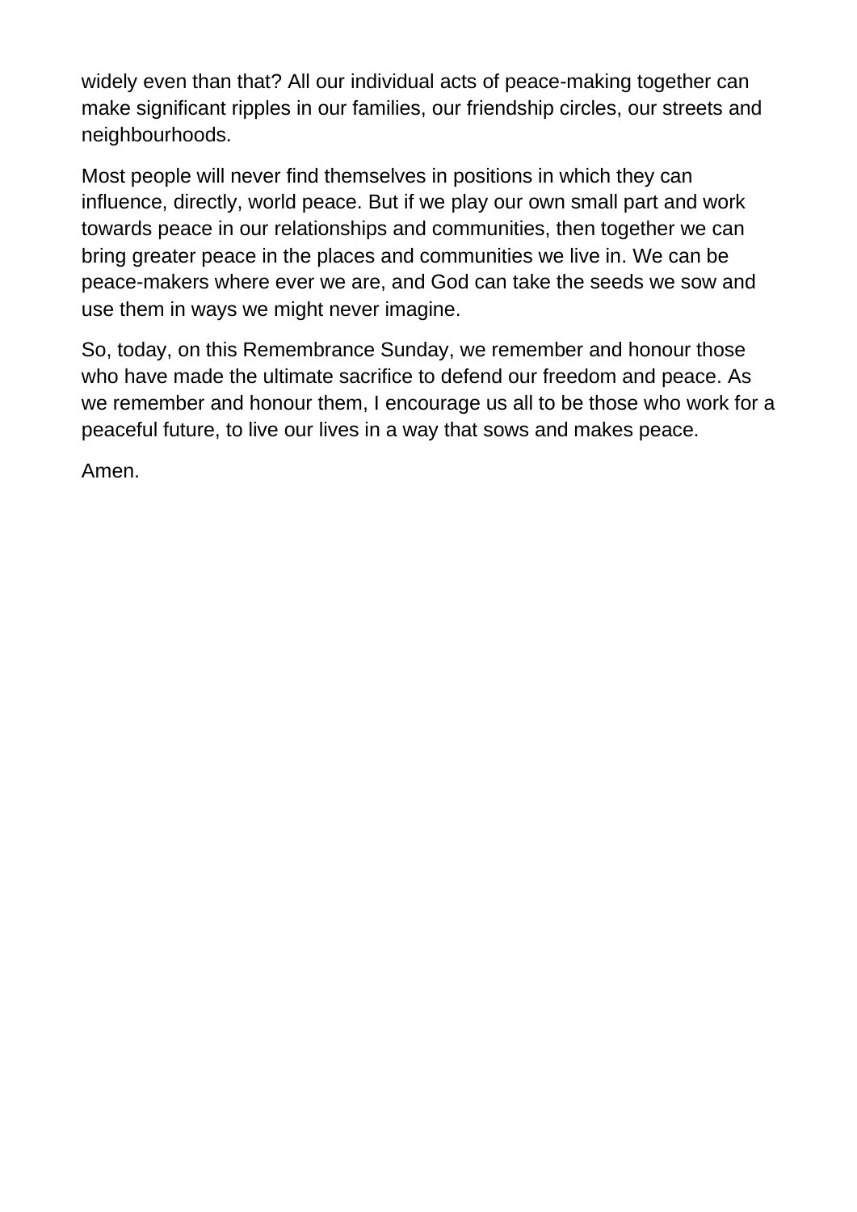widely even than that? All our individual acts of peace-making together can make significant ripples in our families, our friendship circles, our streets and neighbourhoods.

Most people will never find themselves in positions in which they can influence, directly, world peace. But if we play our own small part and work towards peace in our relationships and communities, then together we can bring greater peace in the places and communities we live in. We can be peace-makers where ever we are, and God can take the seeds we sow and use them in ways we might never imagine.

So, today, on this Remembrance Sunday, we remember and honour those who have made the ultimate sacrifice to defend our freedom and peace. As we remember and honour them, I encourage us all to be those who work for a peaceful future, to live our lives in a way that sows and makes peace.

Amen.